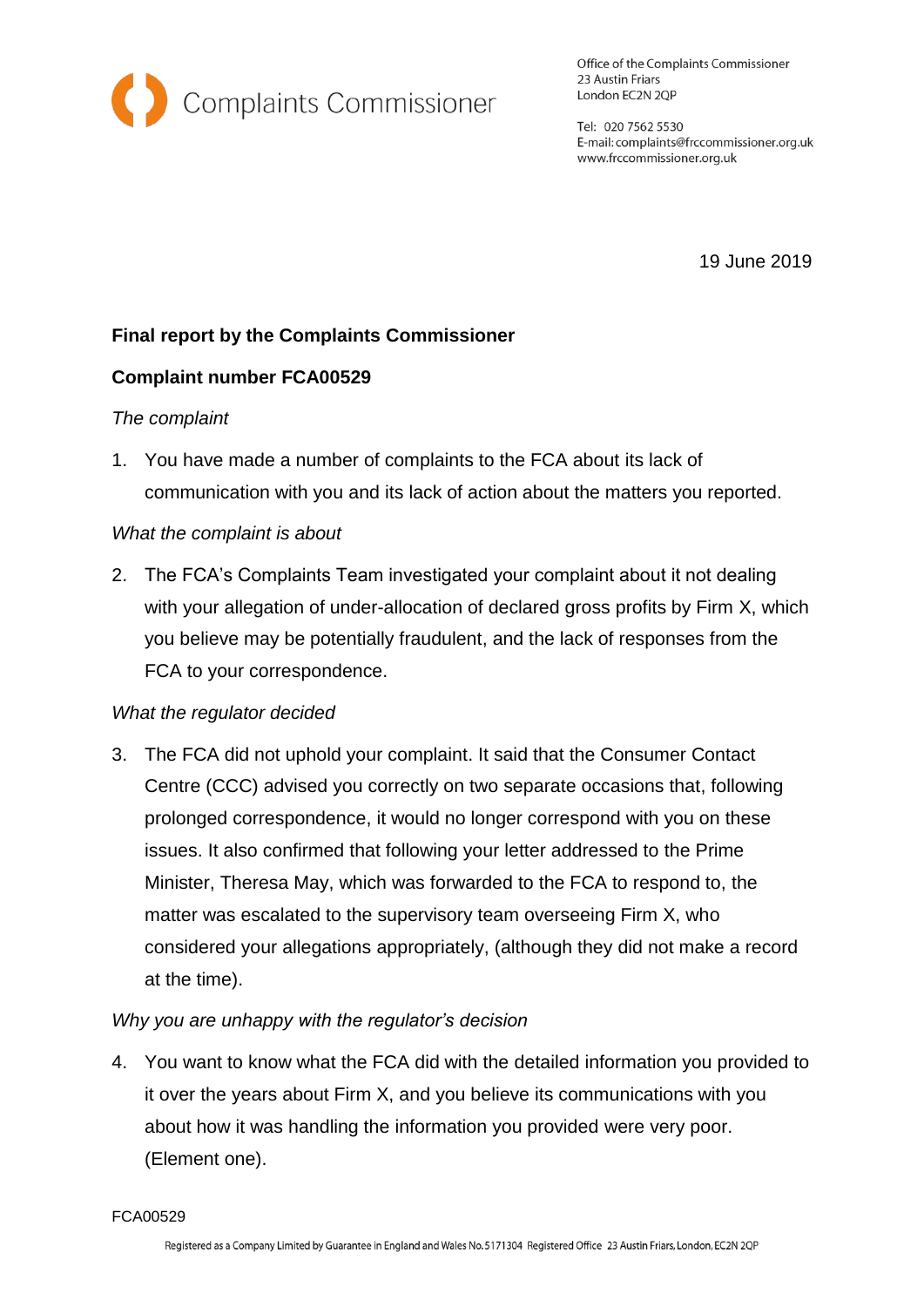Complaints Commissioner

Office of the Complaints Commissioner
23 Austin Friars
London EC2N 2QP

Tel: 020 7562 5530
E-mail: complaints@frccommissioner.org.uk
www.frccommissioner.org.uk

19 June 2019

**Final report by the Complaints Commissioner**

**Complaint number FCA00529**

*The complaint*

1. You have made a number of complaints to the FCA about its lack of communication with you and its lack of action about the matters you reported.

*What the complaint is about*

2. The FCA's Complaints Team investigated your complaint about it not dealing with your allegation of under-allocation of declared gross profits by Firm X, which you believe may be potentially fraudulent, and the lack of responses from the FCA to your correspondence.

*What the regulator decided*

3. The FCA did not uphold your complaint. It said that the Consumer Contact Centre (CCC) advised you correctly on two separate occasions that, following prolonged correspondence, it would no longer correspond with you on these issues. It also confirmed that following your letter addressed to the Prime Minister, Theresa May, which was forwarded to the FCA to respond to, the matter was escalated to the supervisory team overseeing Firm X, who considered your allegations appropriately, (although they did not make a record at the time).

*Why you are unhappy with the regulator's decision*

4. You want to know what the FCA did with the detailed information you provided to it over the years about Firm X, and you believe its communications with you about how it was handling the information you provided were very poor. (Element one).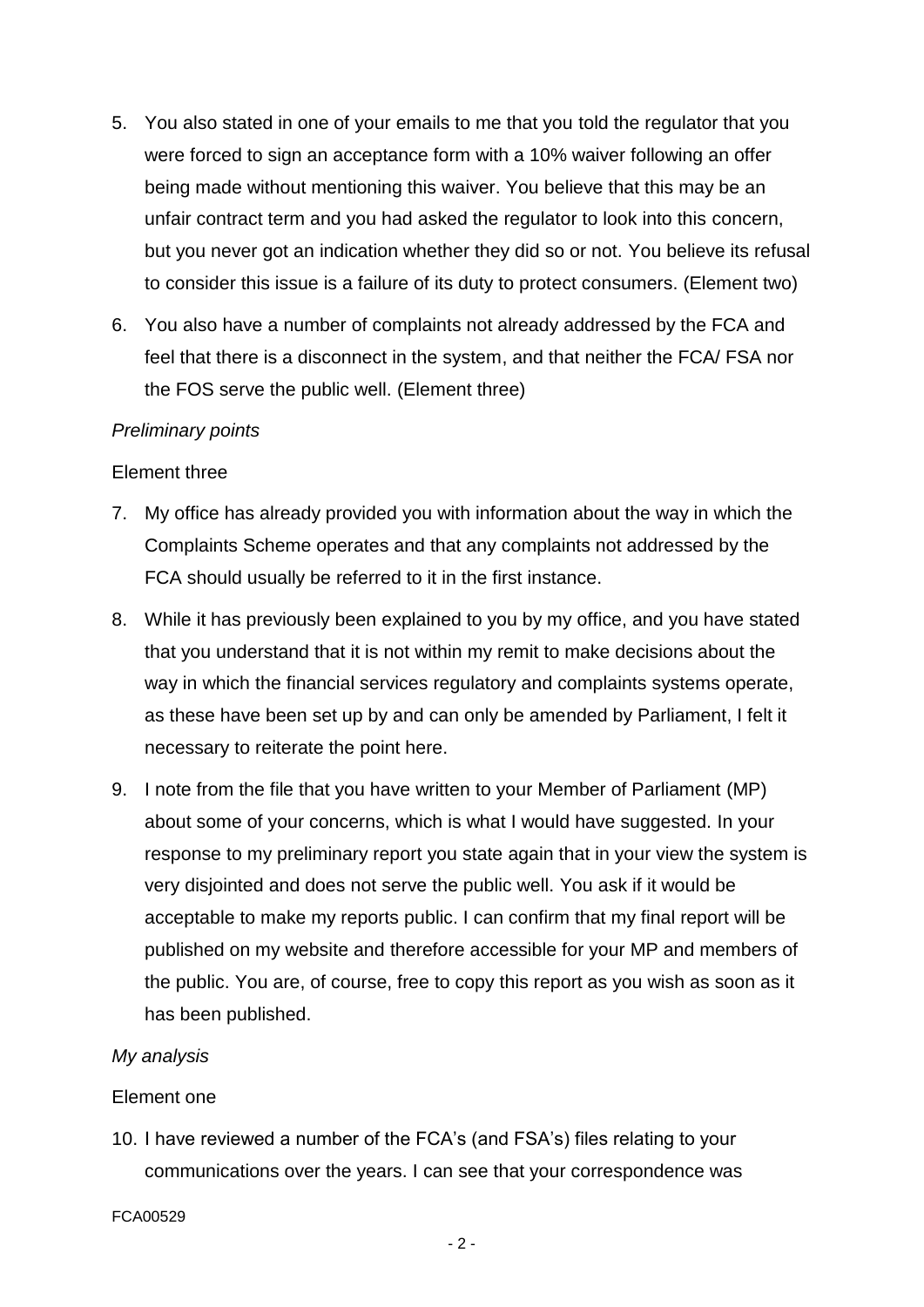5. You also stated in one of your emails to me that you told the regulator that you were forced to sign an acceptance form with a 10% waiver following an offer being made without mentioning this waiver. You believe that this may be an unfair contract term and you had asked the regulator to look into this concern, but you never got an indication whether they did so or not. You believe its refusal to consider this issue is a failure of its duty to protect consumers. (Element two)

6. You also have a number of complaints not already addressed by the FCA and feel that there is a disconnect in the system, and that neither the FCA/ FSA nor the FOS serve the public well. (Element three)

*Preliminary points*

Element three

7. My office has already provided you with information about the way in which the Complaints Scheme operates and that any complaints not addressed by the FCA should usually be referred to it in the first instance.

8. While it has previously been explained to you by my office, and you have stated that you understand that it is not within my remit to make decisions about the way in which the financial services regulatory and complaints systems operate, as these have been set up by and can only be amended by Parliament, I felt it necessary to reiterate the point here.

9. I note from the file that you have written to your Member of Parliament (MP) about some of your concerns, which is what I would have suggested. In your response to my preliminary report you state again that in your view the system is very disjointed and does not serve the public well. You ask if it would be acceptable to make my reports public. I can confirm that my final report will be published on my website and therefore accessible for your MP and members of the public. You are, of course, free to copy this report as you wish as soon as it has been published.

*My analysis*

Element one

10. I have reviewed a number of the FCA's (and FSA's) files relating to your communications over the years. I can see that your correspondence was

FCA00529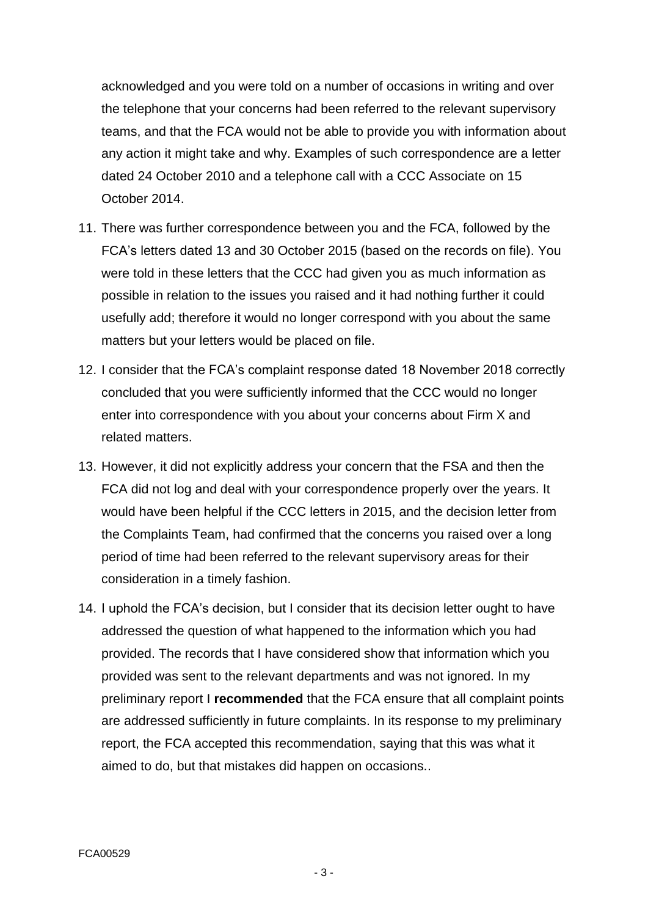acknowledged and you were told on a number of occasions in writing and over the telephone that your concerns had been referred to the relevant supervisory teams, and that the FCA would not be able to provide you with information about any action it might take and why. Examples of such correspondence are a letter dated 24 October 2010 and a telephone call with a CCC Associate on 15 October 2014.

11. There was further correspondence between you and the FCA, followed by the FCA's letters dated 13 and 30 October 2015 (based on the records on file). You were told in these letters that the CCC had given you as much information as possible in relation to the issues you raised and it had nothing further it could usefully add; therefore it would no longer correspond with you about the same matters but your letters would be placed on file.

12. I consider that the FCA's complaint response dated 18 November 2018 correctly concluded that you were sufficiently informed that the CCC would no longer enter into correspondence with you about your concerns about Firm X and related matters.

13. However, it did not explicitly address your concern that the FSA and then the FCA did not log and deal with your correspondence properly over the years. It would have been helpful if the CCC letters in 2015, and the decision letter from the Complaints Team, had confirmed that the concerns you raised over a long period of time had been referred to the relevant supervisory areas for their consideration in a timely fashion.

14. I uphold the FCA's decision, but I consider that its decision letter ought to have addressed the question of what happened to the information which you had provided. The records that I have considered show that information which you provided was sent to the relevant departments and was not ignored. In my preliminary report I **recommended** that the FCA ensure that all complaint points are addressed sufficiently in future complaints. In its response to my preliminary report, the FCA accepted this recommendation, saying that this was what it aimed to do, but that mistakes did happen on occasions..

FCA00529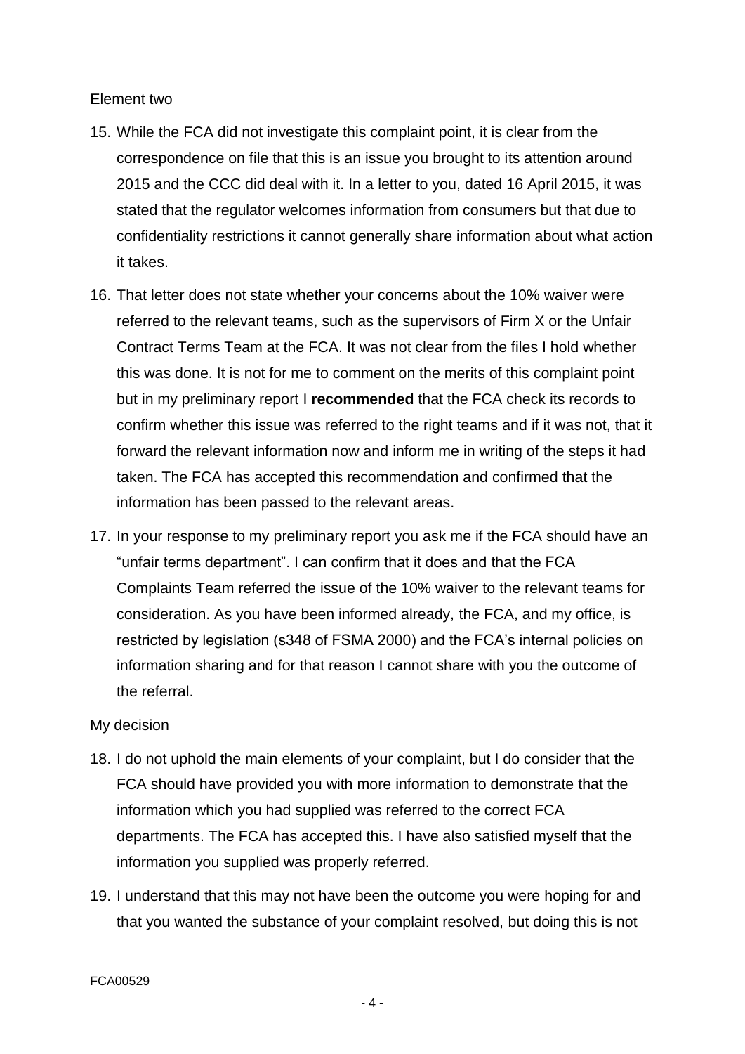Element two

15. While the FCA did not investigate this complaint point, it is clear from the correspondence on file that this is an issue you brought to its attention around 2015 and the CCC did deal with it. In a letter to you, dated 16 April 2015, it was stated that the regulator welcomes information from consumers but that due to confidentiality restrictions it cannot generally share information about what action it takes.

16. That letter does not state whether your concerns about the 10% waiver were referred to the relevant teams, such as the supervisors of Firm X or the Unfair Contract Terms Team at the FCA. It was not clear from the files I hold whether this was done. It is not for me to comment on the merits of this complaint point but in my preliminary report I **recommended** that the FCA check its records to confirm whether this issue was referred to the right teams and if it was not, that it forward the relevant information now and inform me in writing of the steps it had taken. The FCA has accepted this recommendation and confirmed that the information has been passed to the relevant areas.

17. In your response to my preliminary report you ask me if the FCA should have an "unfair terms department". I can confirm that it does and that the FCA Complaints Team referred the issue of the 10% waiver to the relevant teams for consideration. As you have been informed already, the FCA, and my office, is restricted by legislation (s348 of FSMA 2000) and the FCA's internal policies on information sharing and for that reason I cannot share with you the outcome of the referral.

My decision

18. I do not uphold the main elements of your complaint, but I do consider that the FCA should have provided you with more information to demonstrate that the information which you had supplied was referred to the correct FCA departments. The FCA has accepted this. I have also satisfied myself that the information you supplied was properly referred.

19. I understand that this may not have been the outcome you were hoping for and that you wanted the substance of your complaint resolved, but doing this is not

FCA00529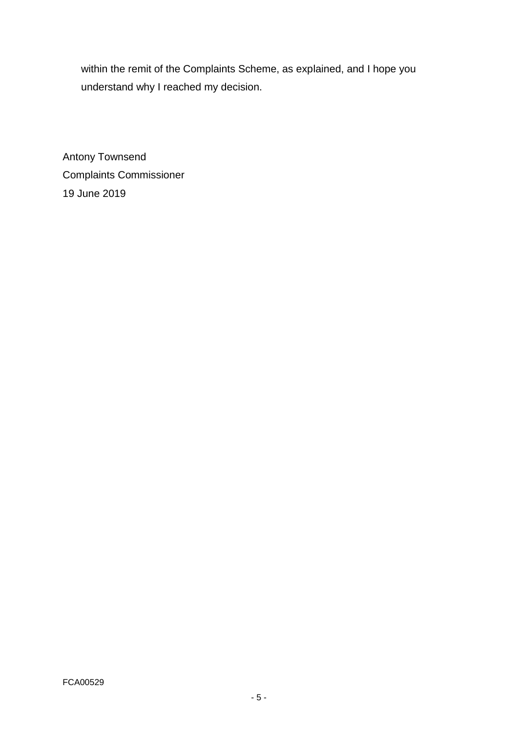within the remit of the Complaints Scheme, as explained, and I hope you understand why I reached my decision.

Antony Townsend
Complaints Commissioner
19 June 2019

FCA00529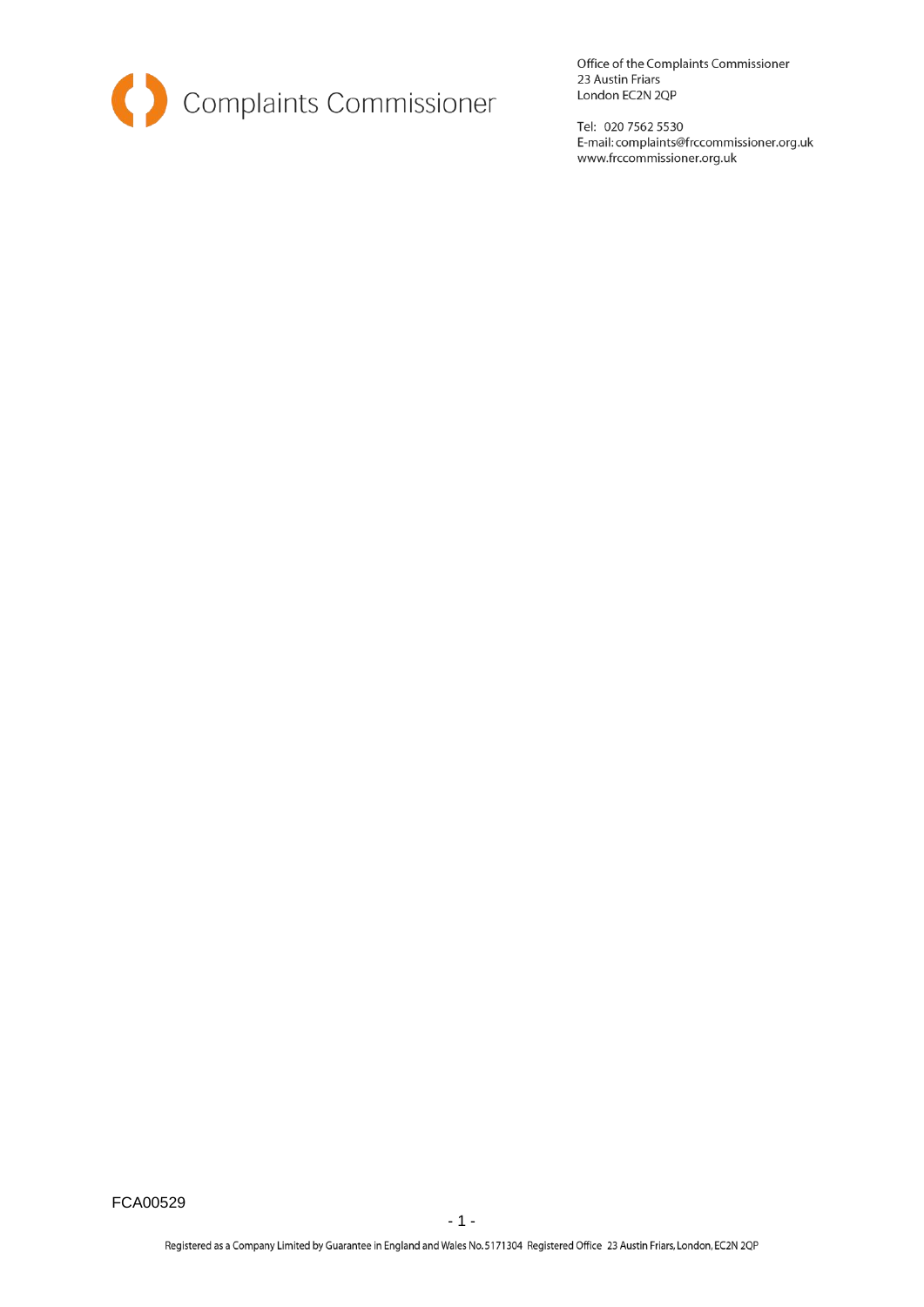Complaints Commissioner

Office of the Complaints Commissioner
23 Austin Friars
London EC2N 2QP

Tel: 020 7562 5530
E-mail: complaints@frccommissioner.org.uk
www.frccommissioner.org.uk

FCA00529

Registered as a Company Limited by Guarantee in England and Wales No. 5171304 Registered Office 23 Austin Friars, London, EC2N 2QP